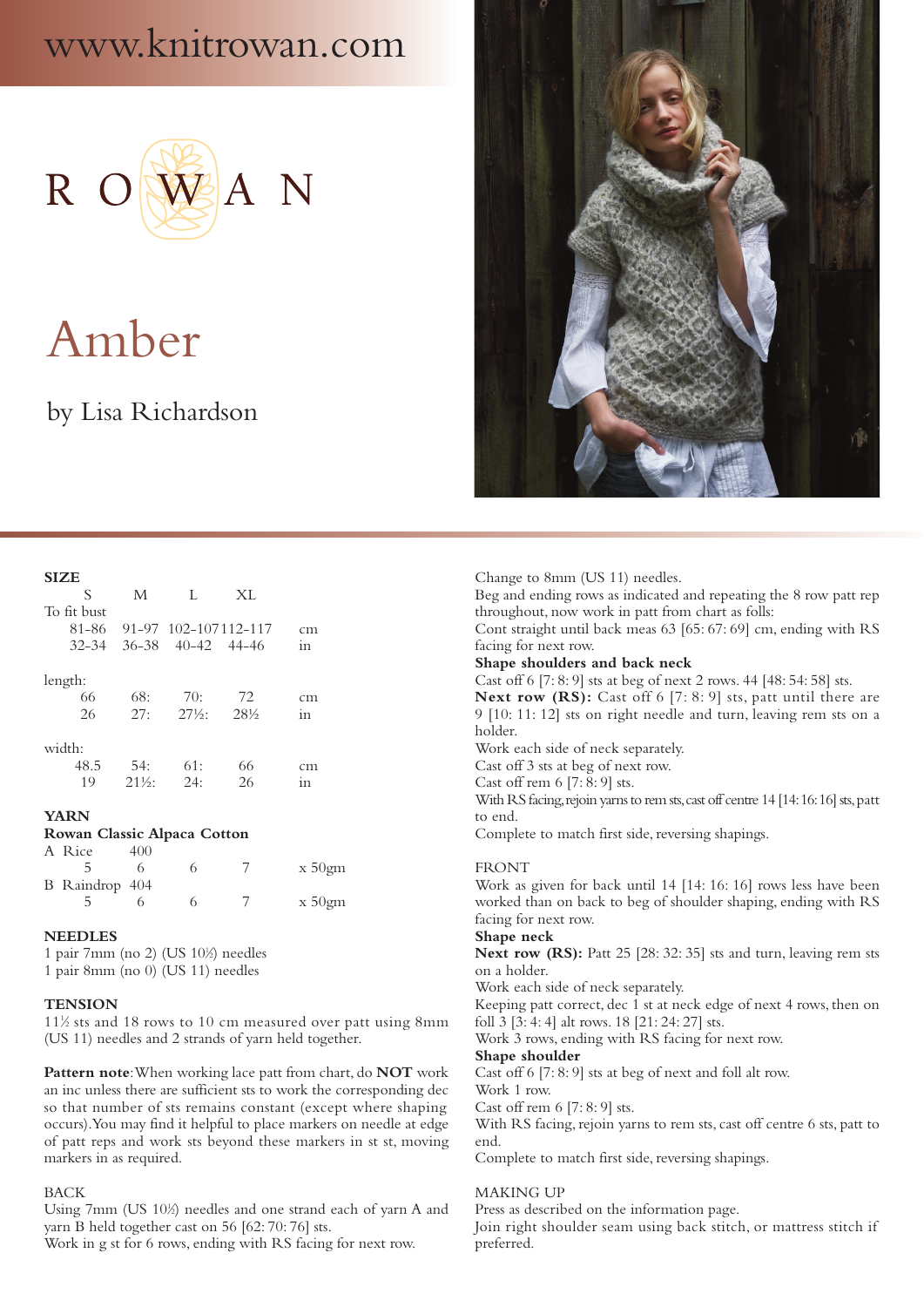www.knitrowan.com

ROWAN

# Amber

by Lisa Richardson

## SIZE

| | S | M | L | XL | |
|---|---|---|---|---|---|
| To fit bust | | | | | |
| | 81-86 | 91-97 | 102-107 | 112-117 | cm |
| | 32-34 | 36-38 | 40-42 | 44-46 | in |
| length: | | | | | |
| | 66 | 68: | 70: | 72 | cm |
| | 26 | 27: | 27½: | 28½ | in |
| width: | | | | | |
| | 48.5 | 54: | 61: | 66 | cm |
| | 19 | 21½: | 24: | 26 | in |

## YARN

**Rowan Classic Alpaca Cotton**

| | | | | | |
|---|---|---|---|---|---|
| A Rice | 400 | | | | |
| | 5 | 6 | 6 | 7 | x 50gm |
| B Raindrop | 404 | | | | |
| | 5 | 6 | 6 | 7 | x 50gm |

## NEEDLES

1 pair 7mm (no 2) (US 10½) needles
1 pair 8mm (no 0) (US 11) needles

## TENSION

11½ sts and 18 rows to 10 cm measured over patt using 8mm (US 11) needles and 2 strands of yarn held together.

**Pattern note**: When working lace patt from chart, do **NOT** work an inc unless there are sufficient sts to work the corresponding dec so that number of sts remains constant (except where shaping occurs). You may find it helpful to place markers on needle at edge of patt reps and work sts beyond these markers in st st, moving markers in as required.

## BACK

Using 7mm (US 10½) needles and one strand each of yarn A and yarn B held together cast on 56 [62: 70: 76] sts.
Work in g st for 6 rows, ending with RS facing for next row.
Change to 8mm (US 11) needles.
Beg and ending rows as indicated and repeating the 8 row patt rep throughout, now work in patt from chart as folls:
Cont straight until back meas 63 [65: 67: 69] cm, ending with RS facing for next row.

**Shape shoulders and back neck**

Cast off 6 [7: 8: 9] sts at beg of next 2 rows. 44 [48: 54: 58] sts.
**Next row (RS):** Cast off 6 [7: 8: 9] sts, patt until there are 9 [10: 11: 12] sts on right needle and turn, leaving rem sts on a holder.
Work each side of neck separately.
Cast off 3 sts at beg of next row.
Cast off rem 6 [7: 8: 9] sts.
With RS facing, rejoin yarns to rem sts, cast off centre 14 [14: 16: 16] sts, patt to end.
Complete to match first side, reversing shapings.

## FRONT

Work as given for back until 14 [14: 16: 16] rows less have been worked than on back to beg of shoulder shaping, ending with RS facing for next row.

**Shape neck**

**Next row (RS):** Patt 25 [28: 32: 35] sts and turn, leaving rem sts on a holder.
Work each side of neck separately.
Keeping patt correct, dec 1 st at neck edge of next 4 rows, then on foll 3 [3: 4: 4] alt rows. 18 [21: 24: 27] sts.
Work 3 rows, ending with RS facing for next row.

**Shape shoulder**

Cast off 6 [7: 8: 9] sts at beg of next and foll alt row.
Work 1 row.
Cast off rem 6 [7: 8: 9] sts.
With RS facing, rejoin yarns to rem sts, cast off centre 6 sts, patt to end.
Complete to match first side, reversing shapings.

## MAKING UP

Press as described on the information page.
Join right shoulder seam using back stitch, or mattress stitch if preferred.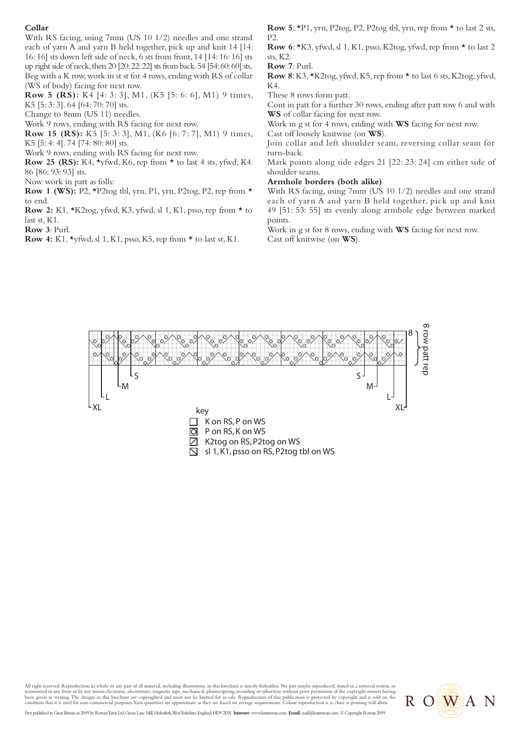**Collar**

With RS facing, using 7mm (US 10 1/2) needles and one strand each of yarn A and yarn B held together, pick up and knit 14 [14: 16: 16] sts down left side of neck, 6 sts from front, 14 [14: 16: 16] sts up right side of neck, then 20 [20: 22: 22] sts from back. 54 [54: 60: 60] sts.

Beg with a K row, work in st st for 4 rows, ending with RS of collar (WS of body) facing for next row.

**Row 5 (RS):** K4 [4: 3: 3], M1, (K5 [5: 6: 6], M1) 9 times, K5 [5: 3: 3]. 64 [64: 70: 70] sts.

Change to 8mm (US 11) needles.

Work 9 rows, ending with RS facing for next row.

**Row 15 (RS):** K5 [5: 3: 3], M1, (K6 [6: 7: 7], M1) 9 times, K5 [5: 4: 4]. 74 [74: 80: 80] sts.

Work 9 rows, ending with RS facing for next row.

**Row 25 (RS):** K4, *yfwd, K6, rep from * to last 4 sts, yfwd, K4. 86 [86: 93: 93] sts.

Now work in patt as folls:

**Row 1 (WS):** P2, *P2tog tbl, yrn, P1, yrn, P2tog, P2, rep from * to end.

**Row 2:** K1, *K2tog, yfwd, K3, yfwd, sl 1, K1, psso, rep from * to last st, K1.

**Row 3**: Purl.

**Row 4:** K1, *yfwd, sl 1, K1, psso, K5, rep from * to last st, K1.

**Row 5**: *P1, yrn, P2tog, P2, P2tog tbl, yrn, rep from * to last 2 sts, P2.

**Row 6**: *K3, yfwd, sl 1, K1, psso, K2tog, yfwd, rep from * to last 2 sts, K2.

**Row 7**: Purl.

**Row 8**: K3, *K2tog, yfwd, K5, rep from * to last 6 sts, K2tog, yfwd, K4.

These 8 rows form patt.

Cont in patt for a further 30 rows, ending after patt row 6 and with **WS** of collar facing for next row.

Work in g st for 4 rows, ending with **WS** facing for next row.

Cast off loosely knitwise (on **WS**).

Join collar and left shoulder seam, reversing collar seam for turn-back.

Mark points along side edges 21 [22: 23: 24] cm either side of shoulder seams.

**Armhole borders (both alike)**

With RS facing, using 7mm (US 10 1/2) needles and one strand each of yarn A and yarn B held together, pick up and knit 49 [51: 53: 55] sts evenly along armhole edge between marked points.

Work in g st for 8 rows, ending with **WS** facing for next row.

Cast off knitwise (on **WS**).

8
8 row patt rep
S
M
L
XL
S
M
L
XL

key
K on RS, P on WS
P on RS, K on WS
K2tog on RS, P2tog on WS
sl 1, K1, psso on RS, P2tog tbl on WS